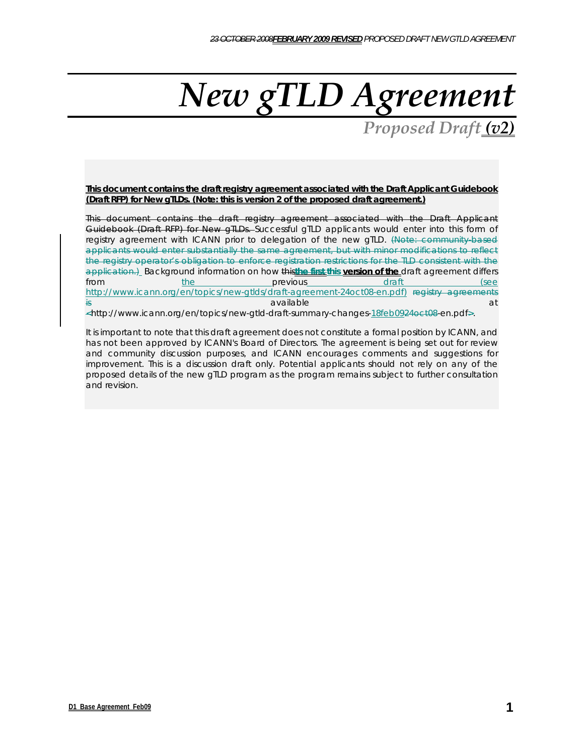# *New gTLD Agreement*

## *Proposed Draft (v2)*

**This document contains the draft registry agreement associated with the Draft Applicant Guidebook (Draft RFP) for New gTLDs. (Note: this is version 2 of the proposed draft agreement.)**

~~This document contains the draft registry agreement associated with the Draft Applicant Guidebook (Draft RFP) for New gTLDs.~~ Successful gTLD applicants would enter into this form of registry agreement with ICANN prior to delegation of the new gTLD. ~~(Note: community-based applicants would enter substantially the same agreement, but with minor modifications to reflect the registry operator's obligation to enforce registration restrictions for the TLD consistent with the application.)~~ Background information on how ~~this~~~~the first~~ **this version of the** draft agreement differs from the previous draft (see http://www.icann.org/en/topics/new-gtlds/draft-agreement-24oct08-en.pdf) ~~registry agreements is~~ available at ~~<~~http://www.icann.org/en/topics/new-gtld-draft-summary-changes-18feb09~~24oct08~~-en.pdf~~>~~.

It is important to note that this draft agreement does not constitute a formal position by ICANN, and has not been approved by ICANN's Board of Directors. The agreement is being set out for review and community discussion purposes, and ICANN encourages comments and suggestions for improvement. This is a discussion draft only. Potential applicants should not rely on any of the proposed details of the new gTLD program as the program remains subject to further consultation and revision.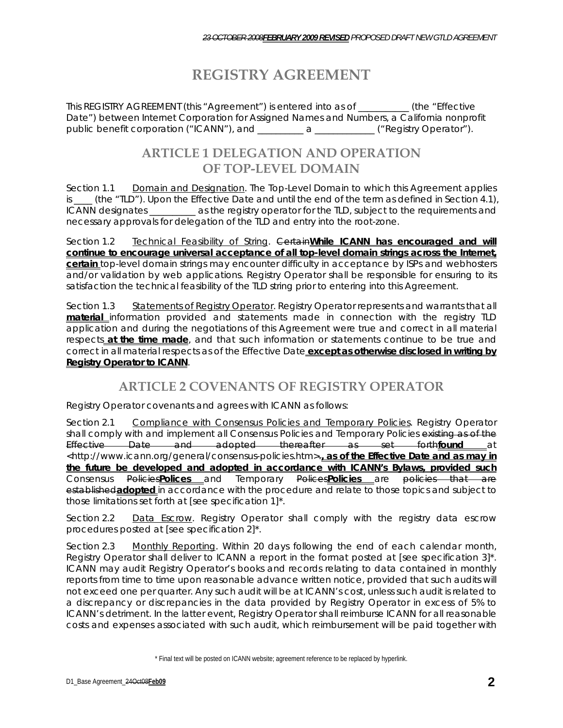# REGISTRY AGREEMENT

This REGISTRY AGREEMENT (this "Agreement") is entered into as of ___________ (the "Effective Date") between Internet Corporation for Assigned Names and Numbers, a California nonprofit public benefit corporation ("ICANN"), and __________ a _____________ ("Registry Operator").

## ARTICLE 1 DELEGATION AND OPERATION OF TOP-LEVEL DOMAIN

Section 1.1 Domain and Designation. The Top-Level Domain to which this Agreement applies is ____ (the "TLD"). Upon the Effective Date and until the end of the term as defined in Section 4.1), ICANN designates __________ as the registry operator for the TLD, subject to the requirements and necessary approvals for delegation of the TLD and entry into the root-zone.

Section 1.2 Technical Feasibility of String. ~~Certain~~**While ICANN has encouraged and will continue to encourage universal acceptance of all top-level domain strings across the Internet, certain** top-level domain strings may encounter difficulty in acceptance by ISPs and webhosters and/or validation by web applications. Registry Operator shall be responsible for ensuring to its satisfaction the technical feasibility of the TLD string prior to entering into this Agreement.

Section 1.3 Statements of Registry Operator. Registry Operator represents and warrants that all **material** information provided and statements made in connection with the registry TLD application and during the negotiations of this Agreement were true and correct in all material respects **at the time made**, and that such information or statements continue to be true and correct in all material respects as of the Effective Date **except as otherwise disclosed in writing by Registry Operator to ICANN**.

## ARTICLE 2 COVENANTS OF REGISTRY OPERATOR

Registry Operator covenants and agrees with ICANN as follows:

Section 2.1 Compliance with Consensus Policies and Temporary Policies. Registry Operator shall comply with and implement all Consensus Policies and Temporary Policies ~~existing as of the Effective Date and adopted thereafter as set forth~~**found** at <http://www.icann.org/general/consensus-policies.htm>~~.~~**, as of the Effective Date and as may in the future be developed and adopted in accordance with ICANN's Bylaws, provided such** Consensus ~~Policies~~**Polices** and Temporary ~~Polices~~**Policies** are ~~policies that are established~~**adopted** in accordance with the procedure and relate to those topics and subject to those limitations set forth at [see specification 1]*.

Section 2.2 Data Escrow. Registry Operator shall comply with the registry data escrow procedures posted at [see specification 2]*.

Section 2.3 Monthly Reporting. Within 20 days following the end of each calendar month, Registry Operator shall deliver to ICANN a report in the format posted at [see specification 3]*. ICANN may audit Registry Operator's books and records relating to data contained in monthly reports from time to time upon reasonable advance written notice, provided that such audits will not exceed one per quarter. Any such audit will be at ICANN's cost, unless such audit is related to a discrepancy or discrepancies in the data provided by Registry Operator in excess of 5% to ICANN's detriment. In the latter event, Registry Operator shall reimburse ICANN for all reasonable costs and expenses associated with such audit, which reimbursement will be paid together with

\* Final text will be posted on ICANN website; agreement reference to be replaced by hyperlink.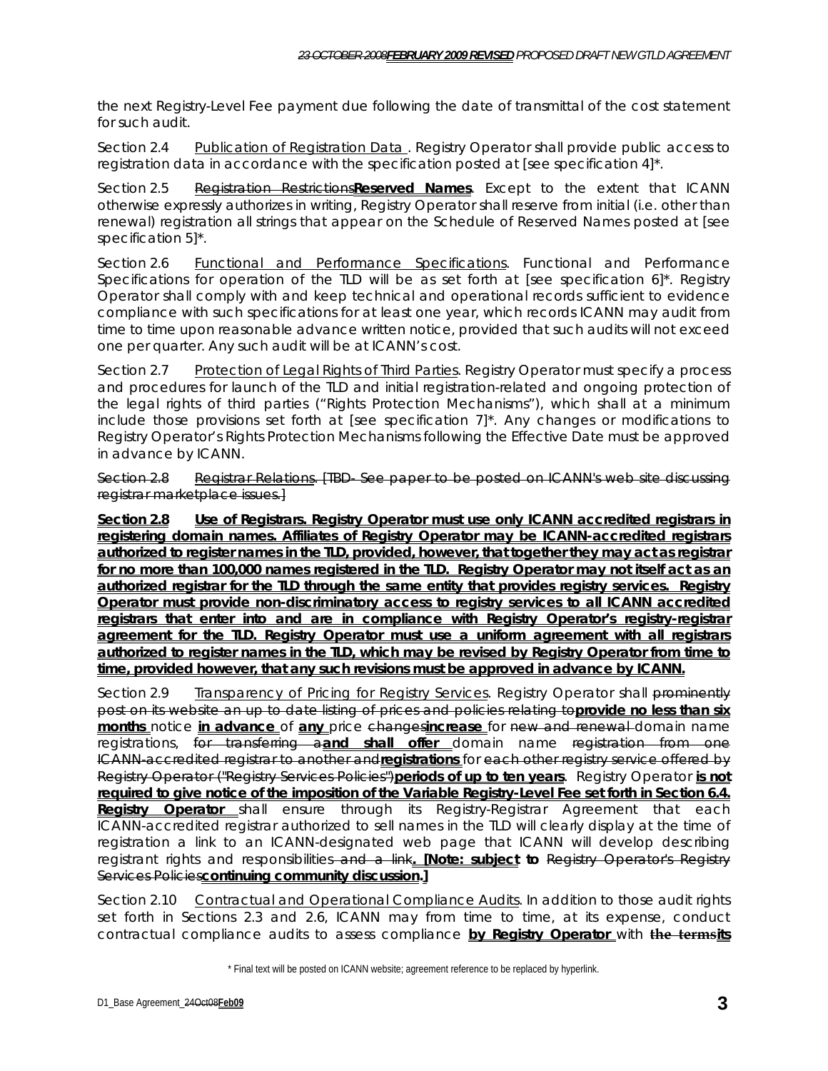the next Registry-Level Fee payment due following the date of transmittal of the cost statement for such audit.

Section 2.4 Publication of Registration Data. Registry Operator shall provide public access to registration data in accordance with the specification posted at [see specification 4]*.

Section 2.5 ~~Registration Restrictions~~**Reserved Names**. Except to the extent that ICANN otherwise expressly authorizes in writing, Registry Operator shall reserve from initial (i.e. other than renewal) registration all strings that appear on the Schedule of Reserved Names posted at [see specification 5]*.

Section 2.6 Functional and Performance Specifications. Functional and Performance Specifications for operation of the TLD will be as set forth at [see specification 6]*. Registry Operator shall comply with and keep technical and operational records sufficient to evidence compliance with such specifications for at least one year, which records ICANN may audit from time to time upon reasonable advance written notice, provided that such audits will not exceed one per quarter. Any such audit will be at ICANN's cost.

Section 2.7 Protection of Legal Rights of Third Parties. Registry Operator must specify a process and procedures for launch of the TLD and initial registration-related and ongoing protection of the legal rights of third parties ("Rights Protection Mechanisms"), which shall at a minimum include those provisions set forth at [see specification 7]*. Any changes or modifications to Registry Operator's Rights Protection Mechanisms following the Effective Date must be approved in advance by ICANN.

~~Section 2.8 Registrar Relations. [TBD- See paper to be posted on ICANN's web site discussing registrar marketplace issues.]~~

**Section 2.8 Use of Registrars. Registry Operator must use only ICANN accredited registrars in registering domain names. Affiliates of Registry Operator may be ICANN-accredited registrars authorized to register names in the TLD, provided, however, that together they may act as registrar for no more than 100,000 names registered in the TLD. Registry Operator may not itself act as an authorized registrar for the TLD through the same entity that provides registry services. Registry Operator must provide non-discriminatory access to registry services to all ICANN accredited registrars that enter into and are in compliance with Registry Operator's registry-registrar agreement for the TLD. Registry Operator must use a uniform agreement with all registrars authorized to register names in the TLD, which may be revised by Registry Operator from time to time, provided however, that any such revisions must be approved in advance by ICANN.**

Section 2.9 Transparency of Pricing for Registry Services. Registry Operator shall ~~prominently post on its website an up to date listing of prices and policies relating to~~**provide no less than six months** notice **in advance** of **any** price ~~changes~~**increase** for ~~new and renewal~~ domain name registrations, ~~for transferring a~~**and shall offer** domain name ~~registration from one ICANN-accredited registrar to another and~~**registrations** for ~~each other registry service offered by Registry Operator ("Registry Services Policies")~~**periods of up to ten years**. Registry Operator **is not required to give notice of the imposition of the Variable Registry-Level Fee set forth in Section 6.4. Registry Operator** shall ensure through its Registry-Registrar Agreement that each ICANN-accredited registrar authorized to sell names in the TLD will clearly display at the time of registration a link to an ICANN-designated web page that ICANN will develop describing registrant rights and responsibilities ~~and a link~~**. [Note: subject to** ~~Registry Operator's Registry Services Policies~~**continuing community discussion.]**

Section 2.10 Contractual and Operational Compliance Audits. In addition to those audit rights set forth in Sections 2.3 and 2.6, ICANN may from time to time, at its expense, conduct contractual compliance audits to assess compliance **by Registry Operator** with ~~the terms~~**its**

\* Final text will be posted on ICANN website; agreement reference to be replaced by hyperlink.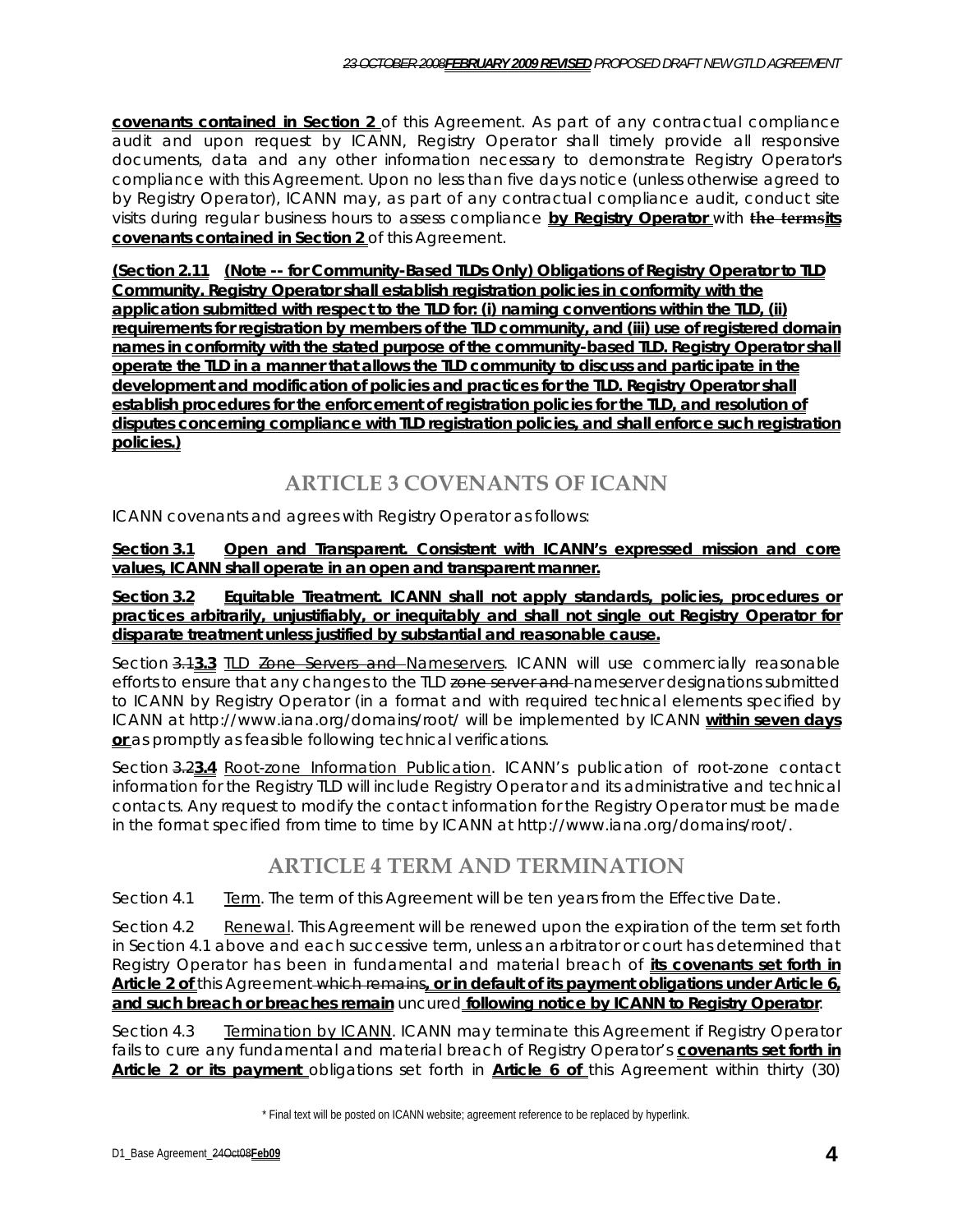**covenants contained in Section 2** of this Agreement. As part of any contractual compliance audit and upon request by ICANN, Registry Operator shall timely provide all responsive documents, data and any other information necessary to demonstrate Registry Operator's compliance with this Agreement. Upon no less than five days notice (unless otherwise agreed to by Registry Operator), ICANN may, as part of any contractual compliance audit, conduct site visits during regular business hours to assess compliance **by Registry Operator** with ~~the terms~~**its covenants contained in Section 2** of this Agreement.

**(Section 2.11 (Note -- for Community-Based TLDs Only) Obligations of Registry Operator to TLD Community. Registry Operator shall establish registration policies in conformity with the application submitted with respect to the TLD for: (i) naming conventions within the TLD, (ii) requirements for registration by members of the TLD community, and (iii) use of registered domain names in conformity with the stated purpose of the community-based TLD. Registry Operator shall operate the TLD in a manner that allows the TLD community to discuss and participate in the development and modification of policies and practices for the TLD. Registry Operator shall establish procedures for the enforcement of registration policies for the TLD, and resolution of disputes concerning compliance with TLD registration policies, and shall enforce such registration policies.)**

## ARTICLE 3 COVENANTS OF ICANN

ICANN covenants and agrees with Registry Operator as follows:

**Section 3.1 Open and Transparent. Consistent with ICANN's expressed mission and core values, ICANN shall operate in an open and transparent manner.**

**Section 3.2 Equitable Treatment. ICANN shall not apply standards, policies, procedures or practices arbitrarily, unjustifiably, or inequitably and shall not single out Registry Operator for disparate treatment unless justified by substantial and reasonable cause.**

Section ~~3.1~~**3.3** TLD ~~Zone Servers and~~ Nameservers. ICANN will use commercially reasonable efforts to ensure that any changes to the TLD ~~zone server and~~ nameserver designations submitted to ICANN by Registry Operator (in a format and with required technical elements specified by ICANN at http://www.iana.org/domains/root/ will be implemented by ICANN **within seven days or** as promptly as feasible following technical verifications.

Section ~~3.2~~**3.4** Root-zone Information Publication. ICANN's publication of root-zone contact information for the Registry TLD will include Registry Operator and its administrative and technical contacts. Any request to modify the contact information for the Registry Operator must be made in the format specified from time to time by ICANN at http://www.iana.org/domains/root/.

## ARTICLE 4 TERM AND TERMINATION

Section 4.1 Term. The term of this Agreement will be ten years from the Effective Date.

Section 4.2 Renewal. This Agreement will be renewed upon the expiration of the term set forth in Section 4.1 above and each successive term, unless an arbitrator or court has determined that Registry Operator has been in fundamental and material breach of **its covenants set forth in Article 2 of** this Agreement ~~which remains~~**, or in default of its payment obligations under Article 6, and such breach or breaches remain** uncured **following notice by ICANN to Registry Operator**.

Section 4.3 Termination by ICANN. ICANN may terminate this Agreement if Registry Operator fails to cure any fundamental and material breach of Registry Operator's **covenants set forth in Article 2 or its payment** obligations set forth in **Article 6 of** this Agreement within thirty (30)

\* Final text will be posted on ICANN website; agreement reference to be replaced by hyperlink.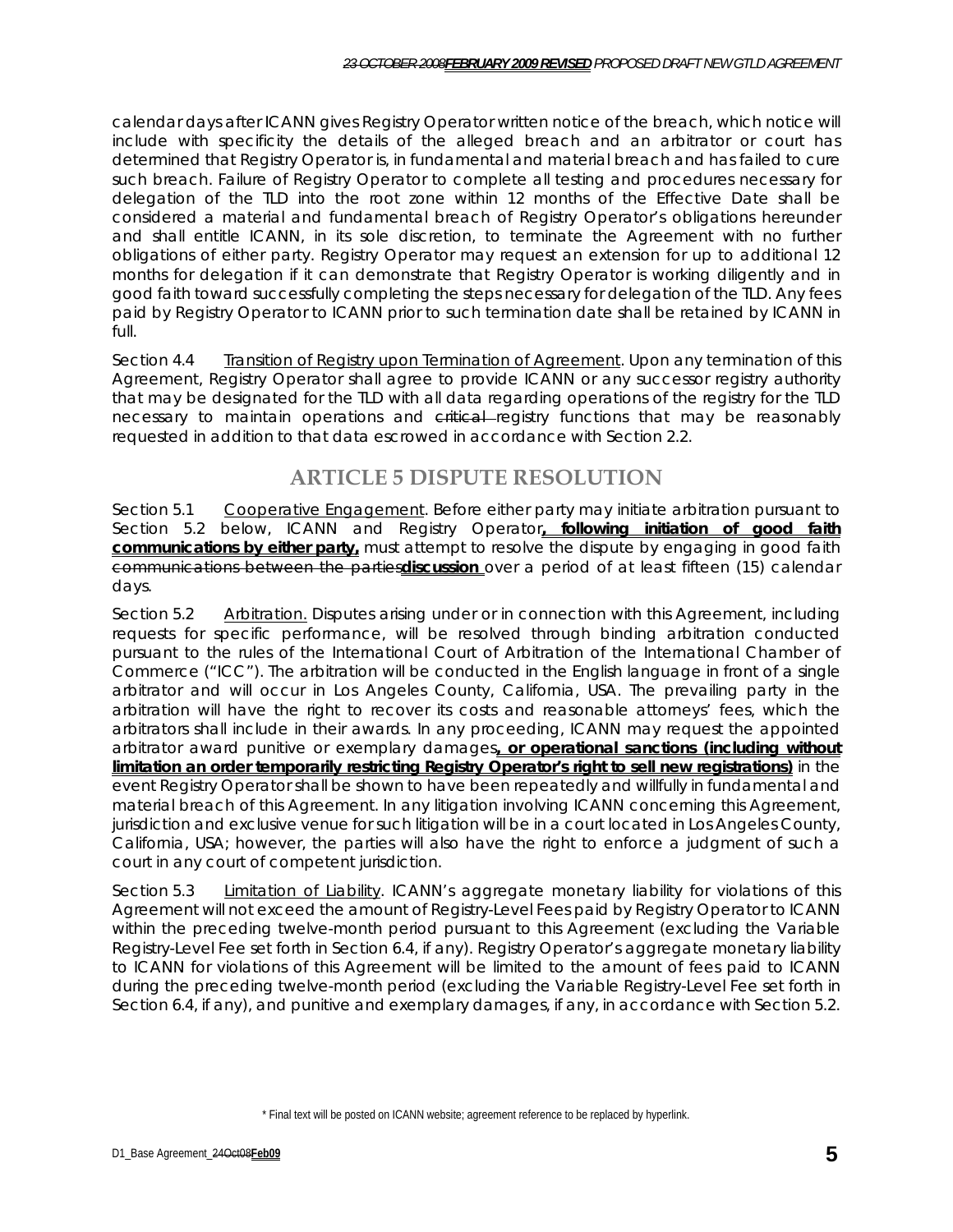calendar days after ICANN gives Registry Operator written notice of the breach, which notice will include with specificity the details of the alleged breach and an arbitrator or court has determined that Registry Operator is, in fundamental and material breach and has failed to cure such breach. Failure of Registry Operator to complete all testing and procedures necessary for delegation of the TLD into the root zone within 12 months of the Effective Date shall be considered a material and fundamental breach of Registry Operator's obligations hereunder and shall entitle ICANN, in its sole discretion, to terminate the Agreement with no further obligations of either party. Registry Operator may request an extension for up to additional 12 months for delegation if it can demonstrate that Registry Operator is working diligently and in good faith toward successfully completing the steps necessary for delegation of the TLD. Any fees paid by Registry Operator to ICANN prior to such termination date shall be retained by ICANN in full.

Section 4.4 Transition of Registry upon Termination of Agreement. Upon any termination of this Agreement, Registry Operator shall agree to provide ICANN or any successor registry authority that may be designated for the TLD with all data regarding operations of the registry for the TLD necessary to maintain operations and ~~critical~~ registry functions that may be reasonably requested in addition to that data escrowed in accordance with Section 2.2.

## ARTICLE 5 DISPUTE RESOLUTION

Section 5.1 Cooperative Engagement. Before either party may initiate arbitration pursuant to Section 5.2 below, ICANN and Registry Operator**, following initiation of good faith communications by either party,** must attempt to resolve the dispute by engaging in good faith ~~communications between the parties~~**discussion** over a period of at least fifteen (15) calendar days.

Section 5.2 Arbitration. Disputes arising under or in connection with this Agreement, including requests for specific performance, will be resolved through binding arbitration conducted pursuant to the rules of the International Court of Arbitration of the International Chamber of Commerce ("ICC"). The arbitration will be conducted in the English language in front of a single arbitrator and will occur in Los Angeles County, California, USA. The prevailing party in the arbitration will have the right to recover its costs and reasonable attorneys' fees, which the arbitrators shall include in their awards. In any proceeding, ICANN may request the appointed arbitrator award punitive or exemplary damages**, or operational sanctions (including without limitation an order temporarily restricting Registry Operator's right to sell new registrations)** in the event Registry Operator shall be shown to have been repeatedly and willfully in fundamental and material breach of this Agreement. In any litigation involving ICANN concerning this Agreement, jurisdiction and exclusive venue for such litigation will be in a court located in Los Angeles County, California, USA; however, the parties will also have the right to enforce a judgment of such a court in any court of competent jurisdiction.

Section 5.3 Limitation of Liability. ICANN's aggregate monetary liability for violations of this Agreement will not exceed the amount of Registry-Level Fees paid by Registry Operator to ICANN within the preceding twelve-month period pursuant to this Agreement (excluding the Variable Registry-Level Fee set forth in Section 6.4, if any). Registry Operator's aggregate monetary liability to ICANN for violations of this Agreement will be limited to the amount of fees paid to ICANN during the preceding twelve-month period (excluding the Variable Registry-Level Fee set forth in Section 6.4, if any), and punitive and exemplary damages, if any, in accordance with Section 5.2.

\* Final text will be posted on ICANN website; agreement reference to be replaced by hyperlink.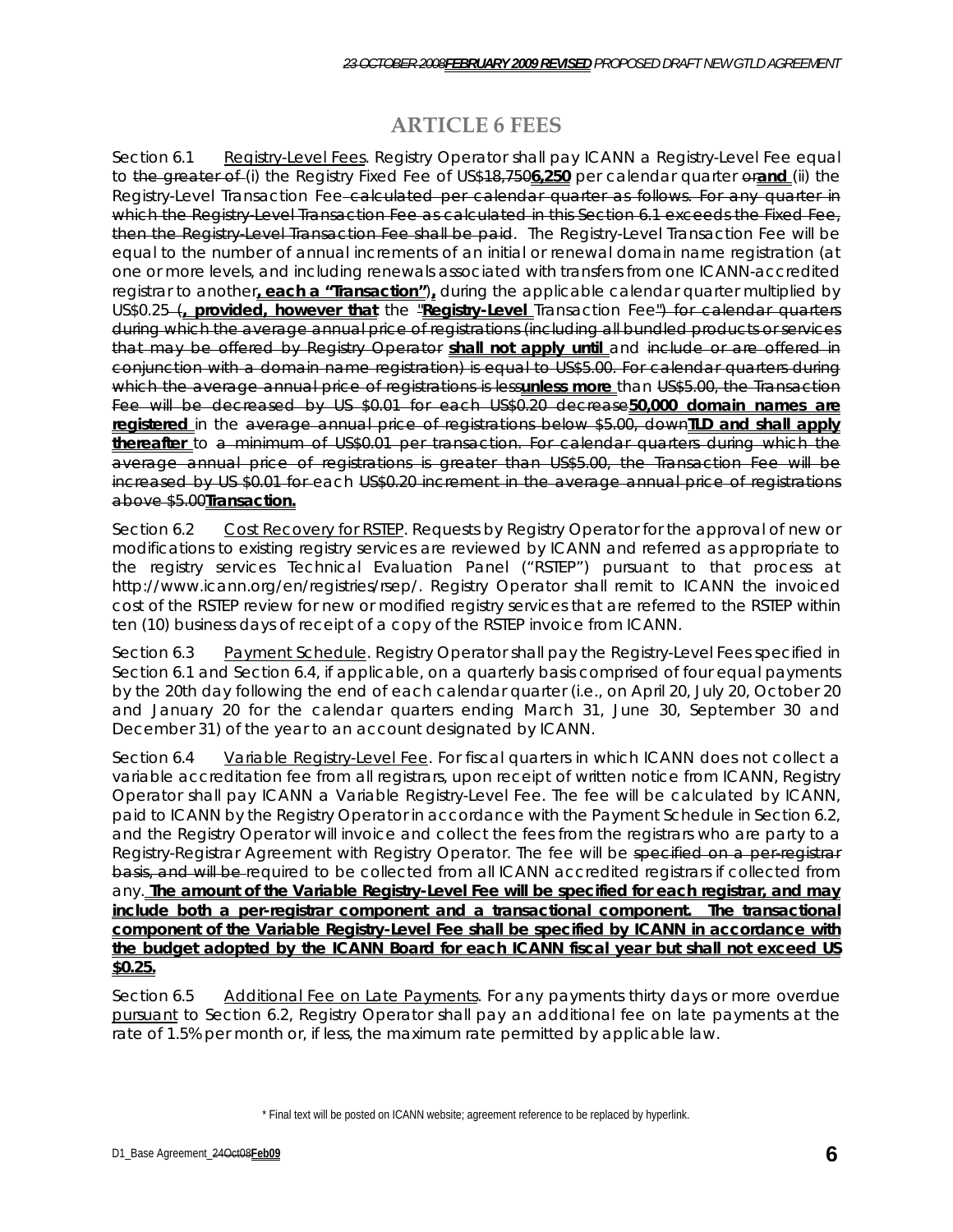# ARTICLE 6 FEES

Section 6.1 Registry-Level Fees. Registry Operator shall pay ICANN a Registry-Level Fee equal to ~~the greater of~~ (i) the Registry Fixed Fee of US$~~18,750~~**6,250** per calendar quarter ~~or~~**and** (ii) the Registry-Level Transaction Fee ~~calculated per calendar quarter as follows. For any quarter in which the Registry-Level Transaction Fee as calculated in this Section 6.1 exceeds the Fixed Fee, then the Registry-Level Transaction Fee shall be paid~~. The Registry-Level Transaction Fee will be equal to the number of annual increments of an initial or renewal domain name registration (at one or more levels, and including renewals associated with transfers from one ICANN-accredited registrar to another**, each a "Transaction")**, during the applicable calendar quarter multiplied by US$0.25 ~~(~~**, provided, however that** the ~~"~~**Registry-Level** Transaction Fee~~") for calendar quarters during which the average annual price of registrations (including all bundled products or services that may be offered by Registry Operator~~ **shall not apply until** and ~~include or are offered in conjunction with a domain name registration) is equal to US$5.00. For calendar quarters during which the average annual price of registrations is less~~**unless more** than ~~US$5.00, the Transaction Fee will be decreased by US $0.01 for each US$0.20 decrease~~**50,000 domain names are registered** in the ~~average annual price of registrations below $5.00, down~~**TLD and shall apply thereafter** to ~~a minimum of US$0.01 per transaction. For calendar quarters during which the average annual price of registrations is greater than US$5.00, the Transaction Fee will be increased by US $0.01 for~~ each ~~US$0.20 increment in the average annual price of registrations above $5.00~~**Transaction.**

Section 6.2 Cost Recovery for RSTEP. Requests by Registry Operator for the approval of new or modifications to existing registry services are reviewed by ICANN and referred as appropriate to the registry services Technical Evaluation Panel ("RSTEP") pursuant to that process at http://www.icann.org/en/registries/rsep/. Registry Operator shall remit to ICANN the invoiced cost of the RSTEP review for new or modified registry services that are referred to the RSTEP within ten (10) business days of receipt of a copy of the RSTEP invoice from ICANN.

Section 6.3 Payment Schedule. Registry Operator shall pay the Registry-Level Fees specified in Section 6.1 and Section 6.4, if applicable, on a quarterly basis comprised of four equal payments by the 20th day following the end of each calendar quarter (i.e., on April 20, July 20, October 20 and January 20 for the calendar quarters ending March 31, June 30, September 30 and December 31) of the year to an account designated by ICANN.

Section 6.4 Variable Registry-Level Fee. For fiscal quarters in which ICANN does not collect a variable accreditation fee from all registrars, upon receipt of written notice from ICANN, Registry Operator shall pay ICANN a Variable Registry-Level Fee. The fee will be calculated by ICANN, paid to ICANN by the Registry Operator in accordance with the Payment Schedule in Section 6.2, and the Registry Operator will invoice and collect the fees from the registrars who are party to a Registry-Registrar Agreement with Registry Operator. The fee will be ~~specified on a per-registrar basis, and will be~~ required to be collected from all ICANN accredited registrars if collected from any. **The amount of the Variable Registry-Level Fee will be specified for each registrar, and may include both a per-registrar component and a transactional component. The transactional component of the Variable Registry-Level Fee shall be specified by ICANN in accordance with the budget adopted by the ICANN Board for each ICANN fiscal year but shall not exceed US $0.25.**

Section 6.5 Additional Fee on Late Payments. For any payments thirty days or more overdue pursuant to Section 6.2, Registry Operator shall pay an additional fee on late payments at the rate of 1.5% per month or, if less, the maximum rate permitted by applicable law.

\* Final text will be posted on ICANN website; agreement reference to be replaced by hyperlink.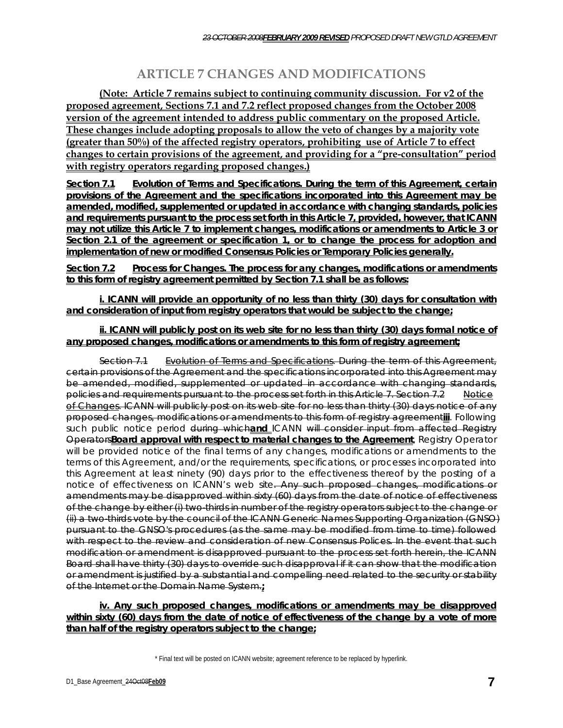# ARTICLE 7 CHANGES AND MODIFICATIONS

**(Note: Article 7 remains subject to continuing community discussion. For v2 of the proposed agreement, Sections 7.1 and 7.2 reflect proposed changes from the October 2008 version of the agreement intended to address public commentary on the proposed Article. These changes include adopting proposals to allow the veto of changes by a majority vote (greater than 50%) of the affected registry operators, prohibiting use of Article 7 to effect changes to certain provisions of the agreement, and providing for a "pre-consultation" period with registry operators regarding proposed changes.)**

**Section 7.1 Evolution of Terms and Specifications. During the term of this Agreement, certain provisions of the Agreement and the specifications incorporated into this Agreement may be amended, modified, supplemented or updated in accordance with changing standards, policies and requirements pursuant to the process set forth in this Article 7, provided, however, that ICANN may not utilize this Article 7 to implement changes, modifications or amendments to Article 3 or Section 2.1 of the agreement or specification 1, or to change the process for adoption and implementation of new or modified Consensus Policies or Temporary Policies generally.**

**Section 7.2 Process for Changes. The process for any changes, modifications or amendments to this form of registry agreement permitted by Section 7.1 shall be as follows:**

**i. ICANN will provide an opportunity of no less than thirty (30) days for consultation with and consideration of input from registry operators that would be subject to the change;**

**ii. ICANN will publicly post on its web site for no less than thirty (30) days formal notice of any proposed changes, modifications or amendments to this form of registry agreement;**

~~Section 7.1 Evolution of Terms and Specifications. During the term of this Agreement, certain provisions of the Agreement and the specifications incorporated into this Agreement may be amended, modified, supplemented or updated in accordance with changing standards, policies and requirements pursuant to the process set forth in this Article 7. Section 7.2 Notice of Changes. ICANN will publicly post on its web site for no less than thirty (30) days notice of any proposed changes, modifications or amendments to this form of registry agreement~~**iii**. Following such public notice period ~~during which~~**and** ICANN ~~will consider input from affected Registry Operators~~**Board approval with respect to material changes to the Agreement**, Registry Operator will be provided notice of the final terms of any changes, modifications or amendments to the terms of this Agreement, and/or the requirements, specifications, or processes incorporated into this Agreement at least ninety (90) days prior to the effectiveness thereof by the posting of a notice of effectiveness on ICANN's web site~~. Any such proposed changes, modifications or amendments may be disapproved within sixty (60) days from the date of notice of effectiveness of the change by either (i) two-thirds in number of the registry operators subject to the change or (ii) a two-thirds vote by the council of the ICANN Generic Names Supporting Organization (GNSO) pursuant to the GNSO's procedures (as the same may be modified from time to time) followed with respect to the review and consideration of new Consensus Polices. In the event that such modification or amendment is disapproved pursuant to the process set forth herein, the ICANN Board shall have thirty (30) days to override such disapproval if it can show that the modification or amendment is justified by a substantial and compelling need related to the security or stability of the Internet or the Domain Name System.~~**;**

**iv. Any such proposed changes, modifications or amendments may be disapproved within sixty (60) days from the date of notice of effectiveness of the change by a vote of more than half of the registry operators subject to the change;**

\* Final text will be posted on ICANN website; agreement reference to be replaced by hyperlink.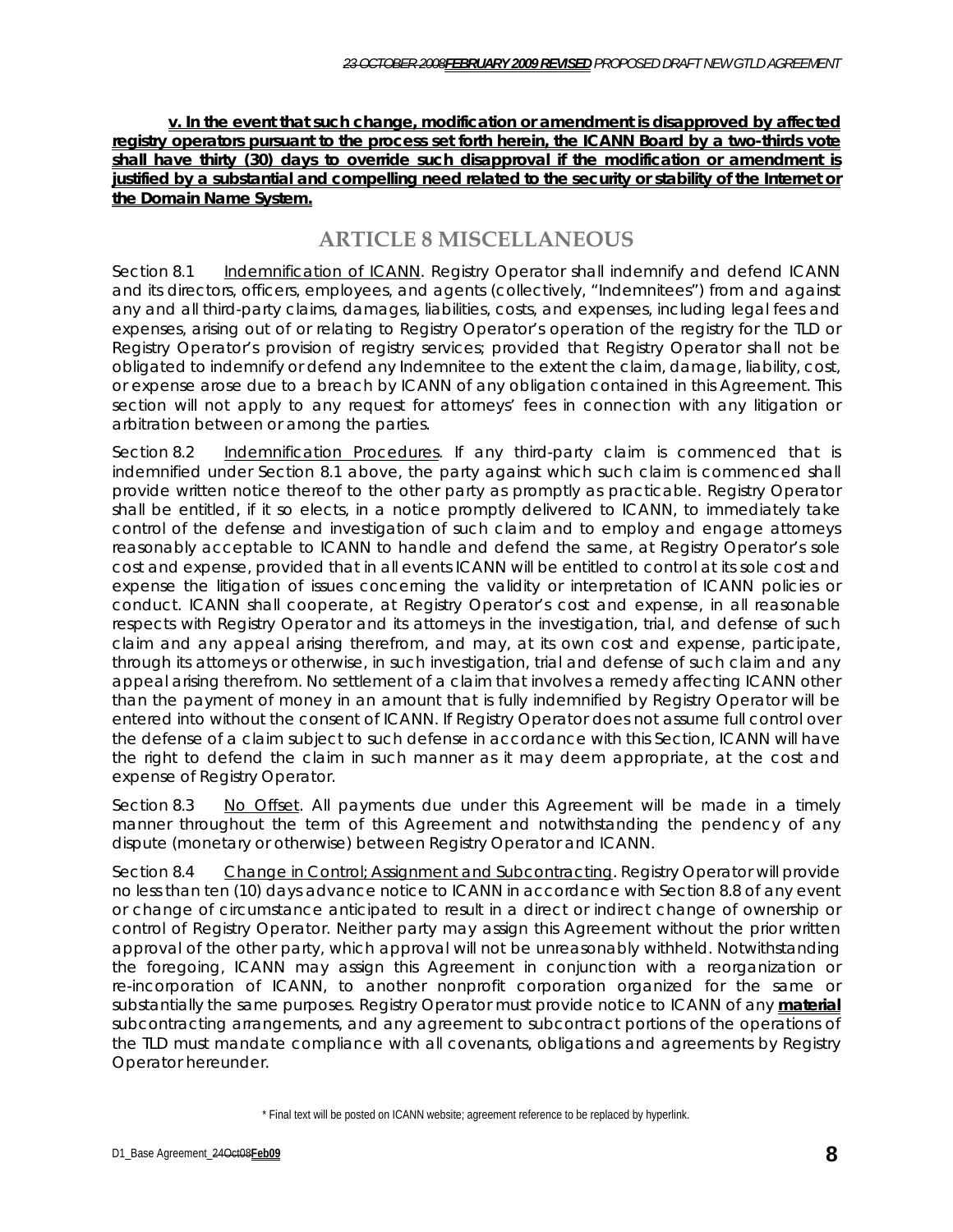**v. In the event that such change, modification or amendment is disapproved by affected registry operators pursuant to the process set forth herein, the ICANN Board by a two-thirds vote shall have thirty (30) days to override such disapproval if the modification or amendment is justified by a substantial and compelling need related to the security or stability of the Internet or the Domain Name System.**

## ARTICLE 8 MISCELLANEOUS

Section 8.1 Indemnification of ICANN. Registry Operator shall indemnify and defend ICANN and its directors, officers, employees, and agents (collectively, "Indemnitees") from and against any and all third-party claims, damages, liabilities, costs, and expenses, including legal fees and expenses, arising out of or relating to Registry Operator's operation of the registry for the TLD or Registry Operator's provision of registry services; provided that Registry Operator shall not be obligated to indemnify or defend any Indemnitee to the extent the claim, damage, liability, cost, or expense arose due to a breach by ICANN of any obligation contained in this Agreement. This section will not apply to any request for attorneys' fees in connection with any litigation or arbitration between or among the parties.

Section 8.2 Indemnification Procedures. If any third-party claim is commenced that is indemnified under Section 8.1 above, the party against which such claim is commenced shall provide written notice thereof to the other party as promptly as practicable. Registry Operator shall be entitled, if it so elects, in a notice promptly delivered to ICANN, to immediately take control of the defense and investigation of such claim and to employ and engage attorneys reasonably acceptable to ICANN to handle and defend the same, at Registry Operator's sole cost and expense, provided that in all events ICANN will be entitled to control at its sole cost and expense the litigation of issues concerning the validity or interpretation of ICANN policies or conduct. ICANN shall cooperate, at Registry Operator's cost and expense, in all reasonable respects with Registry Operator and its attorneys in the investigation, trial, and defense of such claim and any appeal arising therefrom, and may, at its own cost and expense, participate, through its attorneys or otherwise, in such investigation, trial and defense of such claim and any appeal arising therefrom. No settlement of a claim that involves a remedy affecting ICANN other than the payment of money in an amount that is fully indemnified by Registry Operator will be entered into without the consent of ICANN. If Registry Operator does not assume full control over the defense of a claim subject to such defense in accordance with this Section, ICANN will have the right to defend the claim in such manner as it may deem appropriate, at the cost and expense of Registry Operator.

Section 8.3 No Offset. All payments due under this Agreement will be made in a timely manner throughout the term of this Agreement and notwithstanding the pendency of any dispute (monetary or otherwise) between Registry Operator and ICANN.

Section 8.4 Change in Control; Assignment and Subcontracting. Registry Operator will provide no less than ten (10) days advance notice to ICANN in accordance with Section 8.8 of any event or change of circumstance anticipated to result in a direct or indirect change of ownership or control of Registry Operator. Neither party may assign this Agreement without the prior written approval of the other party, which approval will not be unreasonably withheld. Notwithstanding the foregoing, ICANN may assign this Agreement in conjunction with a reorganization or re-incorporation of ICANN, to another nonprofit corporation organized for the same or substantially the same purposes. Registry Operator must provide notice to ICANN of any **material** subcontracting arrangements, and any agreement to subcontract portions of the operations of the TLD must mandate compliance with all covenants, obligations and agreements by Registry Operator hereunder.

\* Final text will be posted on ICANN website; agreement reference to be replaced by hyperlink.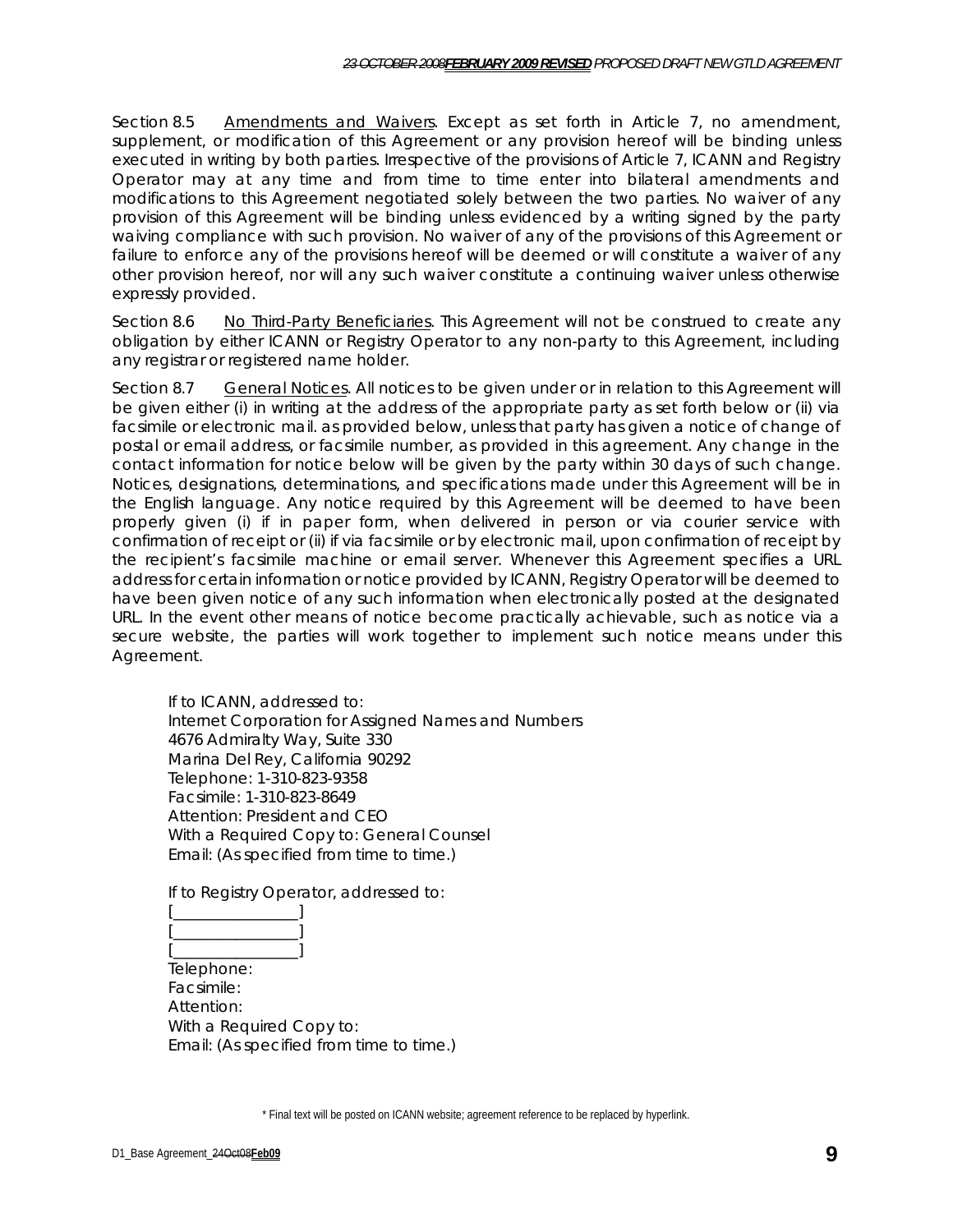Section 8.5 Amendments and Waivers. Except as set forth in Article 7, no amendment, supplement, or modification of this Agreement or any provision hereof will be binding unless executed in writing by both parties. Irrespective of the provisions of Article 7, ICANN and Registry Operator may at any time and from time to time enter into bilateral amendments and modifications to this Agreement negotiated solely between the two parties. No waiver of any provision of this Agreement will be binding unless evidenced by a writing signed by the party waiving compliance with such provision. No waiver of any of the provisions of this Agreement or failure to enforce any of the provisions hereof will be deemed or will constitute a waiver of any other provision hereof, nor will any such waiver constitute a continuing waiver unless otherwise expressly provided.

Section 8.6 No Third-Party Beneficiaries. This Agreement will not be construed to create any obligation by either ICANN or Registry Operator to any non-party to this Agreement, including any registrar or registered name holder.

Section 8.7 General Notices. All notices to be given under or in relation to this Agreement will be given either (i) in writing at the address of the appropriate party as set forth below or (ii) via facsimile or electronic mail. as provided below, unless that party has given a notice of change of postal or email address, or facsimile number, as provided in this agreement. Any change in the contact information for notice below will be given by the party within 30 days of such change. Notices, designations, determinations, and specifications made under this Agreement will be in the English language. Any notice required by this Agreement will be deemed to have been properly given (i) if in paper form, when delivered in person or via courier service with confirmation of receipt or (ii) if via facsimile or by electronic mail, upon confirmation of receipt by the recipient's facsimile machine or email server. Whenever this Agreement specifies a URL address for certain information or notice provided by ICANN, Registry Operator will be deemed to have been given notice of any such information when electronically posted at the designated URL. In the event other means of notice become practically achievable, such as notice via a secure website, the parties will work together to implement such notice means under this Agreement.

If to ICANN, addressed to:
Internet Corporation for Assigned Names and Numbers
4676 Admiralty Way, Suite 330
Marina Del Rey, California 90292
Telephone: 1-310-823-9358
Facsimile: 1-310-823-8649
Attention: President and CEO
With a Required Copy to: General Counsel
Email: (As specified from time to time.)

If to Registry Operator, addressed to:
[________________]
[________________]
[________________]
Telephone:
Facsimile:
Attention:
With a Required Copy to:
Email: (As specified from time to time.)

\* Final text will be posted on ICANN website; agreement reference to be replaced by hyperlink.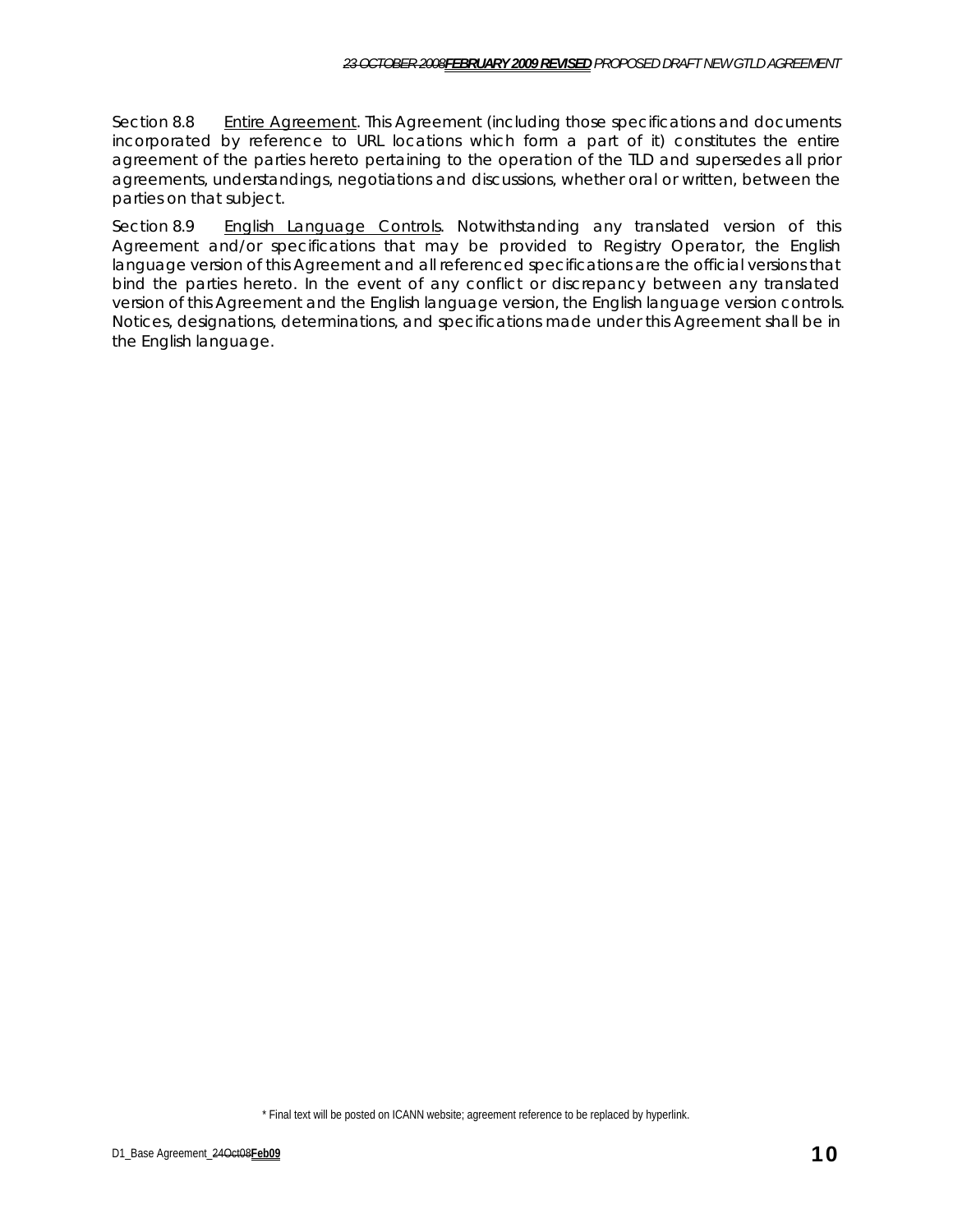Section 8.8 Entire Agreement. This Agreement (including those specifications and documents incorporated by reference to URL locations which form a part of it) constitutes the entire agreement of the parties hereto pertaining to the operation of the TLD and supersedes all prior agreements, understandings, negotiations and discussions, whether oral or written, between the parties on that subject.

Section 8.9 English Language Controls. Notwithstanding any translated version of this Agreement and/or specifications that may be provided to Registry Operator, the English language version of this Agreement and all referenced specifications are the official versions that bind the parties hereto. In the event of any conflict or discrepancy between any translated version of this Agreement and the English language version, the English language version controls. Notices, designations, determinations, and specifications made under this Agreement shall be in the English language.

\* Final text will be posted on ICANN website; agreement reference to be replaced by hyperlink.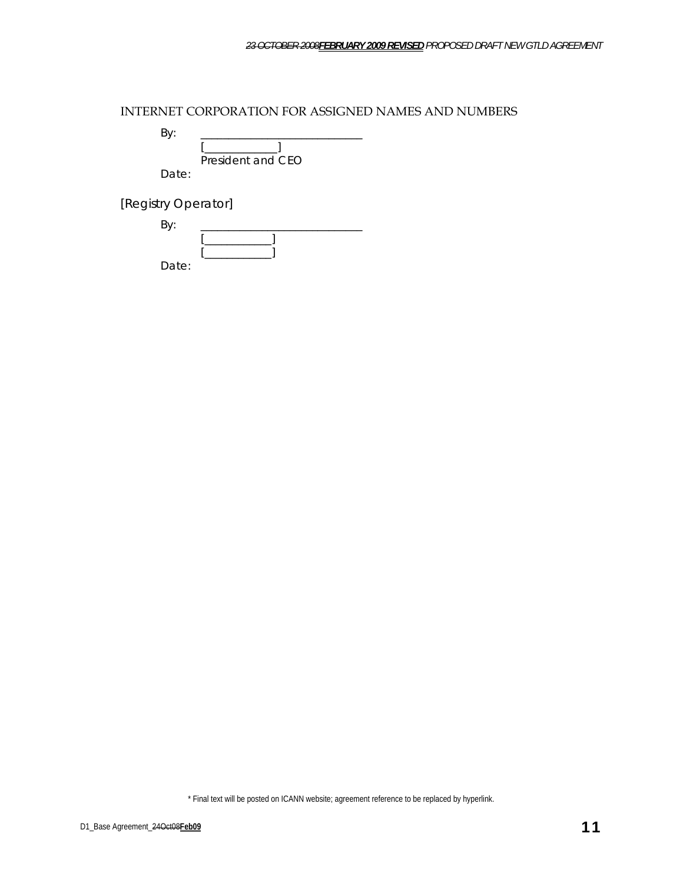INTERNET CORPORATION FOR ASSIGNED NAMES AND NUMBERS

By: ____________________________
[_____________]
President and CEO
Date:

[Registry Operator]

By: ____________________________
[____________]
[____________]
Date:

* Final text will be posted on ICANN website; agreement reference to be replaced by hyperlink.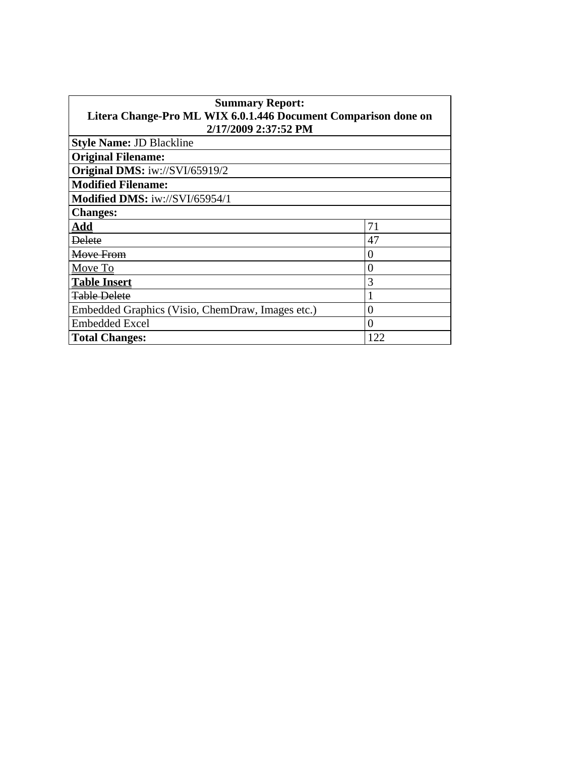| **Summary Report:**<br>**Litera Change-Pro ML WIX 6.0.1.446 Document Comparison done on 2/17/2009 2:37:52 PM** | |
|---|---|
| **Style Name:** JD Blackline | |
| **Original Filename:** | |
| **Original DMS:** iw://SVI/65919/2 | |
| **Modified Filename:** | |
| **Modified DMS:** iw://SVI/65954/1 | |
| **Changes:** | |
| **Add** | 71 |
| ~~Delete~~ | 47 |
| ~~Move From~~ | 0 |
| Move To | 0 |
| **Table Insert** | 3 |
| ~~Table Delete~~ | 1 |
| Embedded Graphics (Visio, ChemDraw, Images etc.) | 0 |
| Embedded Excel | 0 |
| **Total Changes:** | 122 |